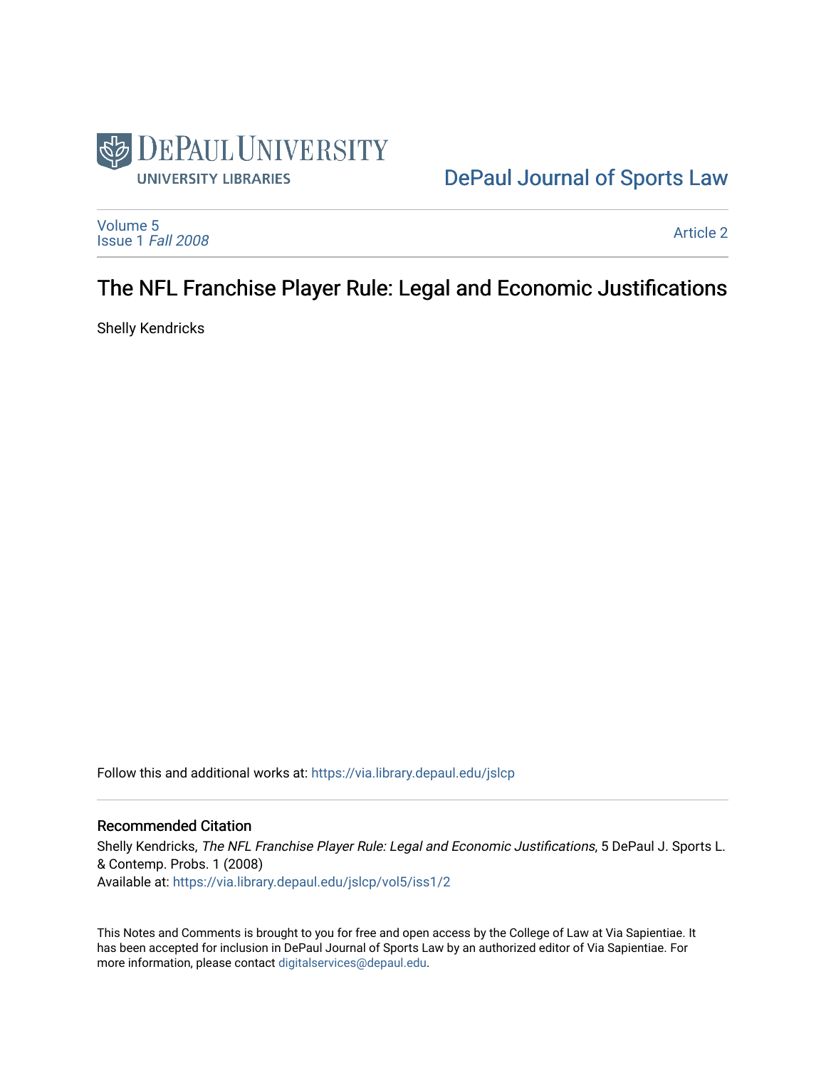DePaul University
UNIVERSITY LIBRARIES

DePaul Journal of Sports Law

Volume 5
Issue 1 *Fall 2008*

Article 2

# The NFL Franchise Player Rule: Legal and Economic Justifications

Shelly Kendricks

Follow this and additional works at: https://via.library.depaul.edu/jslcp

## Recommended Citation

Shelly Kendricks, *The NFL Franchise Player Rule: Legal and Economic Justifications*, 5 DePaul J. Sports L. & Contemp. Probs. 1 (2008)
Available at: https://via.library.depaul.edu/jslcp/vol5/iss1/2

This Notes and Comments is brought to you for free and open access by the College of Law at Via Sapientiae. It has been accepted for inclusion in DePaul Journal of Sports Law by an authorized editor of Via Sapientiae. For more information, please contact digitalservices@depaul.edu.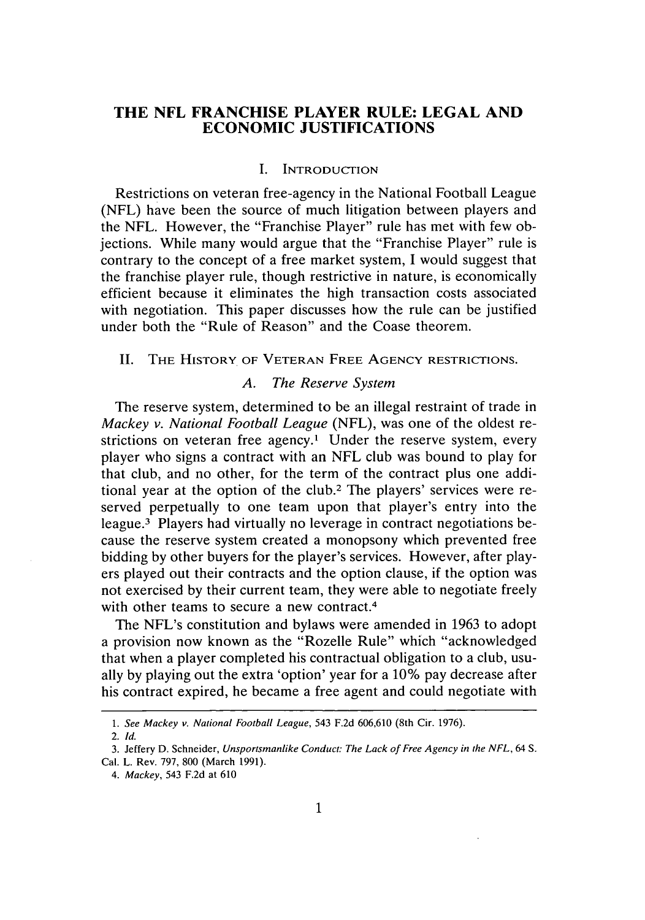# THE NFL FRANCHISE PLAYER RULE: LEGAL AND ECONOMIC JUSTIFICATIONS

## I. Introduction

Restrictions on veteran free-agency in the National Football League (NFL) have been the source of much litigation between players and the NFL. However, the "Franchise Player" rule has met with few objections. While many would argue that the "Franchise Player" rule is contrary to the concept of a free market system, I would suggest that the franchise player rule, though restrictive in nature, is economically efficient because it eliminates the high transaction costs associated with negotiation. This paper discusses how the rule can be justified under both the "Rule of Reason" and the Coase theorem.

## II. The History of Veteran Free Agency restrictions.

### A. *The Reserve System*

The reserve system, determined to be an illegal restraint of trade in *Mackey v. National Football League* (NFL), was one of the oldest restrictions on veteran free agency.[1] Under the reserve system, every player who signs a contract with an NFL club was bound to play for that club, and no other, for the term of the contract plus one additional year at the option of the club.[2] The players' services were reserved perpetually to one team upon that player's entry into the league.[3] Players had virtually no leverage in contract negotiations because the reserve system created a monopsony which prevented free bidding by other buyers for the player's services. However, after players played out their contracts and the option clause, if the option was not exercised by their current team, they were able to negotiate freely with other teams to secure a new contract.[4]

The NFL's constitution and bylaws were amended in 1963 to adopt a provision now known as the "Rozelle Rule" which "acknowledged that when a player completed his contractual obligation to a club, usually by playing out the extra 'option' year for a 10% pay decrease after his contract expired, he became a free agent and could negotiate with

---

1. *See Mackey v. National Football League*, 543 F.2d 606,610 (8th Cir. 1976).
2. *Id.*
3. Jeffery D. Schneider, *Unsportsmanlike Conduct: The Lack of Free Agency in the NFL*, 64 S. Cal. L. Rev. 797, 800 (March 1991).
4. *Mackey*, 543 F.2d at 610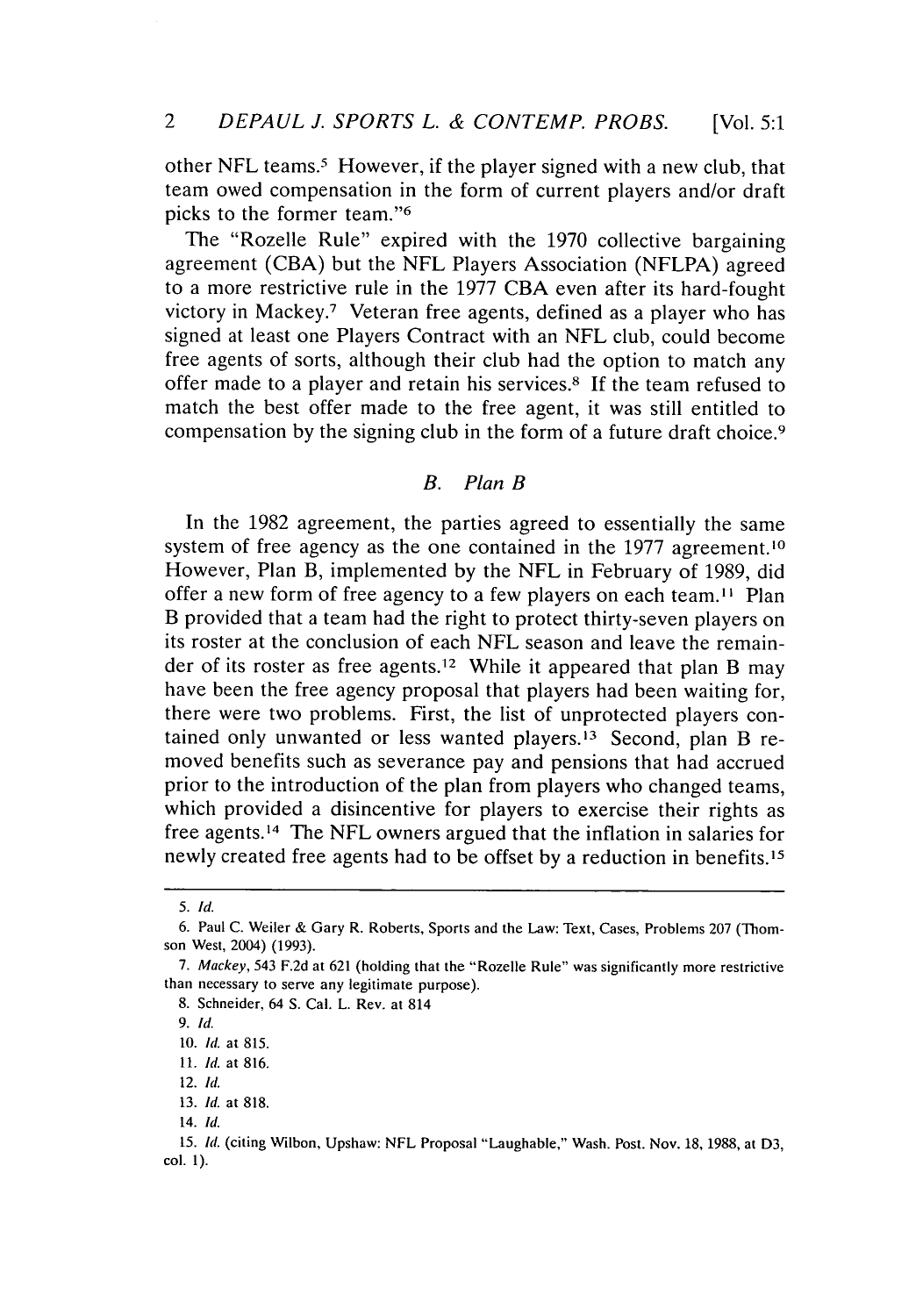other NFL teams.[5] However, if the player signed with a new club, that team owed compensation in the form of current players and/or draft picks to the former team."[6]

The "Rozelle Rule" expired with the 1970 collective bargaining agreement (CBA) but the NFL Players Association (NFLPA) agreed to a more restrictive rule in the 1977 CBA even after its hard-fought victory in Mackey.[7] Veteran free agents, defined as a player who has signed at least one Players Contract with an NFL club, could become free agents of sorts, although their club had the option to match any offer made to a player and retain his services.[8] If the team refused to match the best offer made to the free agent, it was still entitled to compensation by the signing club in the form of a future draft choice.[9]

### *B. Plan B*

In the 1982 agreement, the parties agreed to essentially the same system of free agency as the one contained in the 1977 agreement.[10] However, Plan B, implemented by the NFL in February of 1989, did offer a new form of free agency to a few players on each team.[11] Plan B provided that a team had the right to protect thirty-seven players on its roster at the conclusion of each NFL season and leave the remainder of its roster as free agents.[12] While it appeared that plan B may have been the free agency proposal that players had been waiting for, there were two problems. First, the list of unprotected players contained only unwanted or less wanted players.[13] Second, plan B removed benefits such as severance pay and pensions that had accrued prior to the introduction of the plan from players who changed teams, which provided a disincentive for players to exercise their rights as free agents.[14] The NFL owners argued that the inflation in salaries for newly created free agents had to be offset by a reduction in benefits.[15]

---

5. *Id.*

6. Paul C. Weiler & Gary R. Roberts, Sports and the Law: Text, Cases, Problems 207 (Thomson West, 2004) (1993).

7. *Mackey*, 543 F.2d at 621 (holding that the "Rozelle Rule" was significantly more restrictive than necessary to serve any legitimate purpose).

8. Schneider, 64 S. Cal. L. Rev. at 814

9. *Id.*

10. *Id.* at 815.

11. *Id.* at 816.

12. *Id.*

13. *Id.* at 818.

14. *Id.*

15. *Id.* (citing Wilbon, Upshaw: NFL Proposal "Laughable," Wash. Post. Nov. 18, 1988, at D3, col. 1).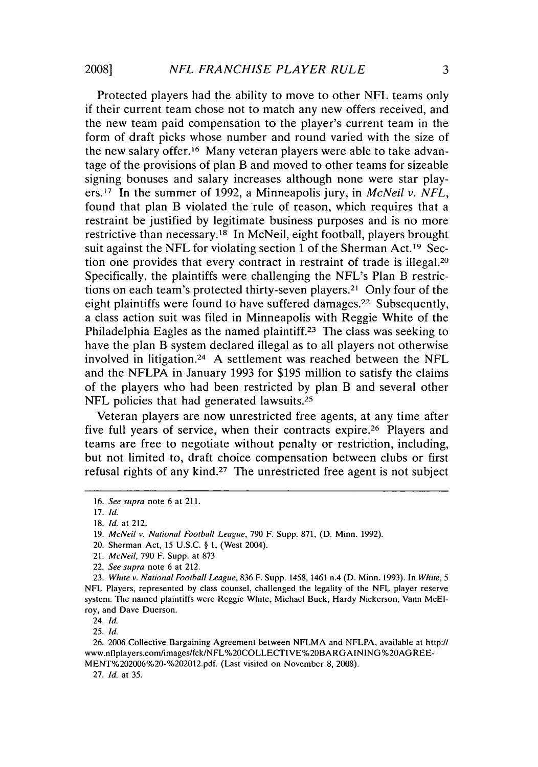Protected players had the ability to move to other NFL teams only if their current team chose not to match any new offers received, and the new team paid compensation to the player's current team in the form of draft picks whose number and round varied with the size of the new salary offer.[16] Many veteran players were able to take advantage of the provisions of plan B and moved to other teams for sizeable signing bonuses and salary increases although none were star players.[17] In the summer of 1992, a Minneapolis jury, in *McNeil v. NFL*, found that plan B violated the rule of reason, which requires that a restraint be justified by legitimate business purposes and is no more restrictive than necessary.[18] In McNeil, eight football, players brought suit against the NFL for violating section 1 of the Sherman Act.[19] Section one provides that every contract in restraint of trade is illegal.[20] Specifically, the plaintiffs were challenging the NFL's Plan B restrictions on each team's protected thirty-seven players.[21] Only four of the eight plaintiffs were found to have suffered damages.[22] Subsequently, a class action suit was filed in Minneapolis with Reggie White of the Philadelphia Eagles as the named plaintiff.[23] The class was seeking to have the plan B system declared illegal as to all players not otherwise involved in litigation.[24] A settlement was reached between the NFL and the NFLPA in January 1993 for $195 million to satisfy the claims of the players who had been restricted by plan B and several other NFL policies that had generated lawsuits.[25]

Veteran players are now unrestricted free agents, at any time after five full years of service, when their contracts expire.[26] Players and teams are free to negotiate without penalty or restriction, including, but not limited to, draft choice compensation between clubs or first refusal rights of any kind.[27] The unrestricted free agent is not subject

---

16. *See supra* note 6 at 211.

17. *Id.*

18. *Id.* at 212.

19. *McNeil v. National Football League*, 790 F. Supp. 871, (D. Minn. 1992).

20. Sherman Act, 15 U.S.C. § 1, (West 2004).

21. *McNeil*, 790 F. Supp. at 873

22. *See supra* note 6 at 212.

23. *White v. National Football League*, 836 F. Supp. 1458, 1461 n.4 (D. Minn. 1993). In *White*, 5 NFL Players, represented by class counsel, challenged the legality of the NFL player reserve system. The named plaintiffs were Reggie White, Michael Buck, Hardy Nickerson, Vann McElroy, and Dave Duerson.

24. *Id.*

25. *Id.*

26. 2006 Collective Bargaining Agreement between NFLMA and NFLPA, available at http://www.nflplayers.com/images/fck/NFL%20COLLECTIVE%20BARGAINING%20AGREEMENT%202006%20-%202012.pdf. (Last visited on November 8, 2008).

27. *Id.* at 35.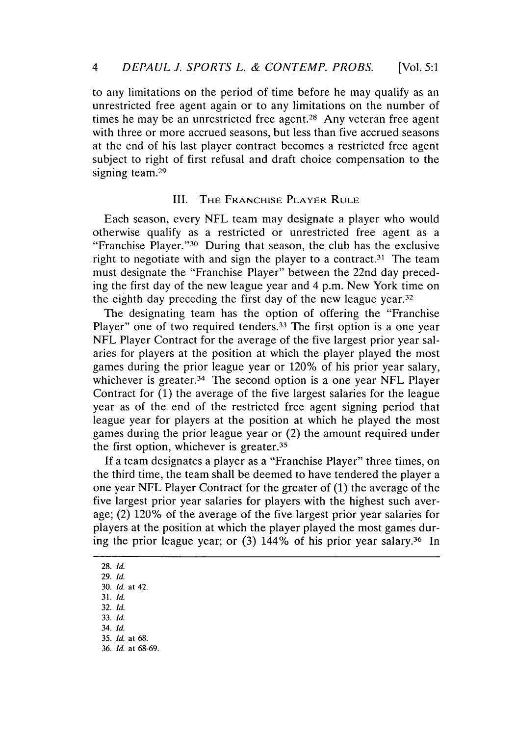to any limitations on the period of time before he may qualify as an unrestricted free agent again or to any limitations on the number of times he may be an unrestricted free agent.[28] Any veteran free agent with three or more accrued seasons, but less than five accrued seasons at the end of his last player contract becomes a restricted free agent subject to right of first refusal and draft choice compensation to the signing team.[29]

## III. The Franchise Player Rule

Each season, every NFL team may designate a player who would otherwise qualify as a restricted or unrestricted free agent as a "Franchise Player."[30] During that season, the club has the exclusive right to negotiate with and sign the player to a contract.[31] The team must designate the "Franchise Player" between the 22nd day preceding the first day of the new league year and 4 p.m. New York time on the eighth day preceding the first day of the new league year.[32]

The designating team has the option of offering the "Franchise Player" one of two required tenders.[33] The first option is a one year NFL Player Contract for the average of the five largest prior year salaries for players at the position at which the player played the most games during the prior league year or 120% of his prior year salary, whichever is greater.[34] The second option is a one year NFL Player Contract for (1) the average of the five largest salaries for the league year as of the end of the restricted free agent signing period that league year for players at the position at which he played the most games during the prior league year or (2) the amount required under the first option, whichever is greater.[35]

If a team designates a player as a "Franchise Player" three times, on the third time, the team shall be deemed to have tendered the player a one year NFL Player Contract for the greater of (1) the average of the five largest prior year salaries for players with the highest such average; (2) 120% of the average of the five largest prior year salaries for players at the position at which the player played the most games during the prior league year; or (3) 144% of his prior year salary.[36] In

---

28. *Id.*
29. *Id.*
30. *Id.* at 42.
31. *Id.*
32. *Id.*
33. *Id.*
34. *Id.*
35. *Id.* at 68.
36. *Id.* at 68-69.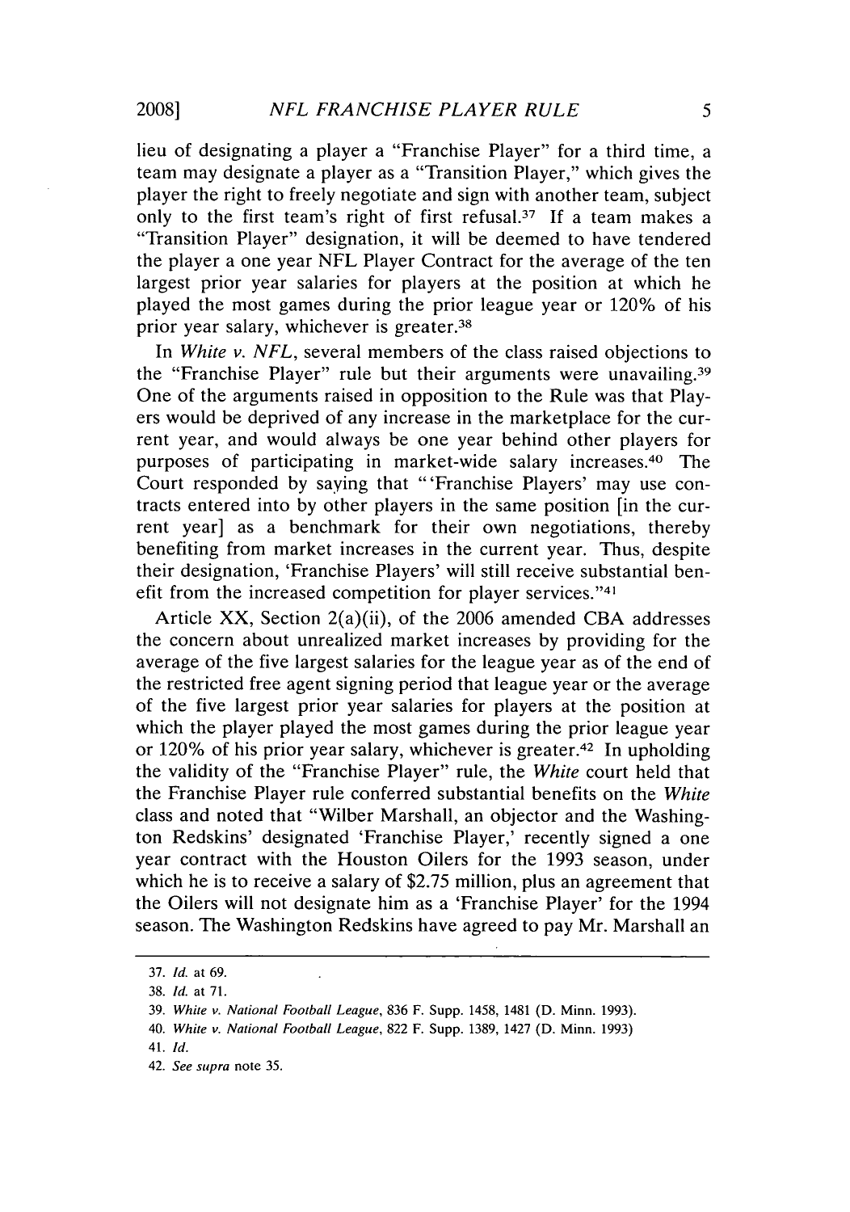lieu of designating a player a "Franchise Player" for a third time, a team may designate a player as a "Transition Player," which gives the player the right to freely negotiate and sign with another team, subject only to the first team's right of first refusal.[37] If a team makes a "Transition Player" designation, it will be deemed to have tendered the player a one year NFL Player Contract for the average of the ten largest prior year salaries for players at the position at which he played the most games during the prior league year or 120% of his prior year salary, whichever is greater.[38]

In *White v. NFL*, several members of the class raised objections to the "Franchise Player" rule but their arguments were unavailing.[39] One of the arguments raised in opposition to the Rule was that Players would be deprived of any increase in the marketplace for the current year, and would always be one year behind other players for purposes of participating in market-wide salary increases.[40] The Court responded by saying that "'Franchise Players' may use contracts entered into by other players in the same position [in the current year] as a benchmark for their own negotiations, thereby benefiting from market increases in the current year. Thus, despite their designation, 'Franchise Players' will still receive substantial benefit from the increased competition for player services."[41]

Article XX, Section 2(a)(ii), of the 2006 amended CBA addresses the concern about unrealized market increases by providing for the average of the five largest salaries for the league year as of the end of the restricted free agent signing period that league year or the average of the five largest prior year salaries for players at the position at which the player played the most games during the prior league year or 120% of his prior year salary, whichever is greater.[42] In upholding the validity of the "Franchise Player" rule, the *White* court held that the Franchise Player rule conferred substantial benefits on the *White* class and noted that "Wilber Marshall, an objector and the Washington Redskins' designated 'Franchise Player,' recently signed a one year contract with the Houston Oilers for the 1993 season, under which he is to receive a salary of $2.75 million, plus an agreement that the Oilers will not designate him as a 'Franchise Player' for the 1994 season. The Washington Redskins have agreed to pay Mr. Marshall an

---

37. *Id.* at 69.

38. *Id.* at 71.

39. *White v. National Football League*, 836 F. Supp. 1458, 1481 (D. Minn. 1993).

40. *White v. National Football League*, 822 F. Supp. 1389, 1427 (D. Minn. 1993)

41. *Id.*

42. *See supra* note 35.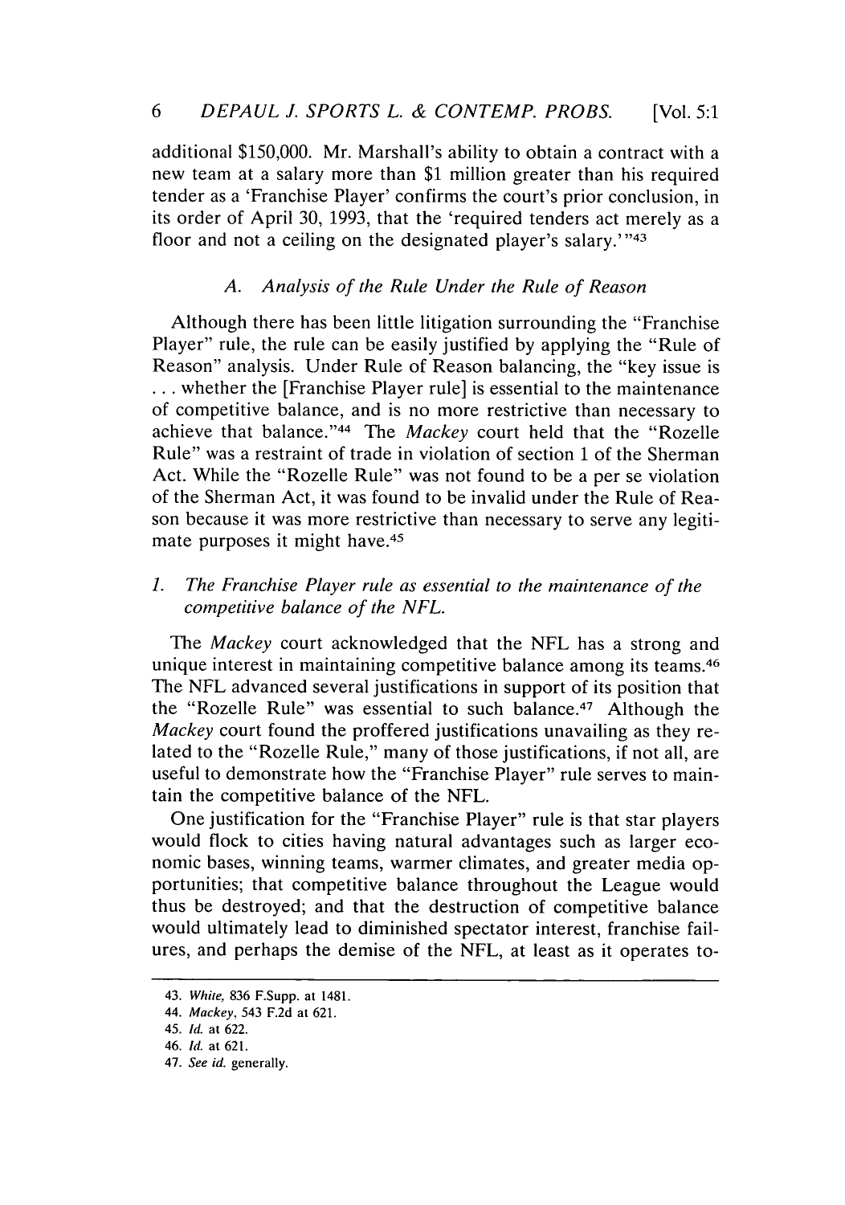additional $150,000. Mr. Marshall's ability to obtain a contract with a new team at a salary more than $1 million greater than his required tender as a 'Franchise Player' confirms the court's prior conclusion, in its order of April 30, 1993, that the 'required tenders act merely as a floor and not a ceiling on the designated player's salary.'"[43]

### *A. Analysis of the Rule Under the Rule of Reason*

Although there has been little litigation surrounding the "Franchise Player" rule, the rule can be easily justified by applying the "Rule of Reason" analysis. Under Rule of Reason balancing, the "key issue is . . . whether the [Franchise Player rule] is essential to the maintenance of competitive balance, and is no more restrictive than necessary to achieve that balance."[44] The *Mackey* court held that the "Rozelle Rule" was a restraint of trade in violation of section 1 of the Sherman Act. While the "Rozelle Rule" was not found to be a per se violation of the Sherman Act, it was found to be invalid under the Rule of Reason because it was more restrictive than necessary to serve any legitimate purposes it might have.[45]

#### *1. The Franchise Player rule as essential to the maintenance of the competitive balance of the NFL.*

The *Mackey* court acknowledged that the NFL has a strong and unique interest in maintaining competitive balance among its teams.[46] The NFL advanced several justifications in support of its position that the "Rozelle Rule" was essential to such balance.[47] Although the *Mackey* court found the proffered justifications unavailing as they related to the "Rozelle Rule," many of those justifications, if not all, are useful to demonstrate how the "Franchise Player" rule serves to maintain the competitive balance of the NFL.

One justification for the "Franchise Player" rule is that star players would flock to cities having natural advantages such as larger economic bases, winning teams, warmer climates, and greater media opportunities; that competitive balance throughout the League would thus be destroyed; and that the destruction of competitive balance would ultimately lead to diminished spectator interest, franchise failures, and perhaps the demise of the NFL, at least as it operates to-

---

43. *White*, 836 F.Supp. at 1481.
44. *Mackey*, 543 F.2d at 621.
45. *Id.* at 622.
46. *Id.* at 621.
47. *See id.* generally.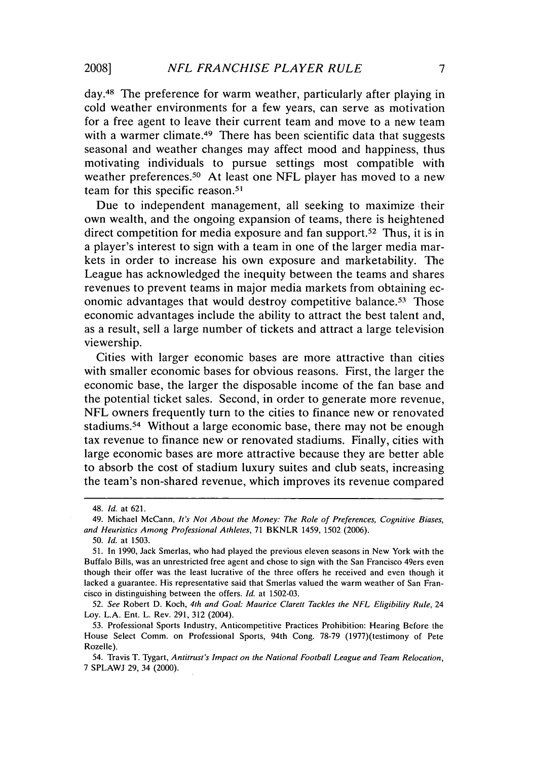day.[48] The preference for warm weather, particularly after playing in cold weather environments for a few years, can serve as motivation for a free agent to leave their current team and move to a new team with a warmer climate.[49] There has been scientific data that suggests seasonal and weather changes may affect mood and happiness, thus motivating individuals to pursue settings most compatible with weather preferences.[50] At least one NFL player has moved to a new team for this specific reason.[51]

Due to independent management, all seeking to maximize their own wealth, and the ongoing expansion of teams, there is heightened direct competition for media exposure and fan support.[52] Thus, it is in a player's interest to sign with a team in one of the larger media markets in order to increase his own exposure and marketability. The League has acknowledged the inequity between the teams and shares revenues to prevent teams in major media markets from obtaining economic advantages that would destroy competitive balance.[53] Those economic advantages include the ability to attract the best talent and, as a result, sell a large number of tickets and attract a large television viewership.

Cities with larger economic bases are more attractive than cities with smaller economic bases for obvious reasons. First, the larger the economic base, the larger the disposable income of the fan base and the potential ticket sales. Second, in order to generate more revenue, NFL owners frequently turn to the cities to finance new or renovated stadiums.[54] Without a large economic base, there may not be enough tax revenue to finance new or renovated stadiums. Finally, cities with large economic bases are more attractive because they are better able to absorb the cost of stadium luxury suites and club seats, increasing the team's non-shared revenue, which improves its revenue compared

---

48. *Id.* at 621.

49. Michael McCann, *It's Not About the Money: The Role of Preferences, Cognitive Biases, and Heuristics Among Professional Athletes*, 71 BKNLR 1459, 1502 (2006).

50. *Id.* at 1503.

51. In 1990, Jack Smerlas, who had played the previous eleven seasons in New York with the Buffalo Bills, was an unrestricted free agent and chose to sign with the San Francisco 49ers even though their offer was the least lucrative of the three offers he received and even though it lacked a guarantee. His representative said that Smerlas valued the warm weather of San Francisco in distinguishing between the offers. *Id.* at 1502-03.

52. *See* Robert D. Koch, *4th and Goal: Maurice Clarett Tackles the NFL Eligibility Rule*, 24 Loy. L.A. Ent. L. Rev. 291, 312 (2004).

53. Professional Sports Industry, Anticompetitive Practices Prohibition: Hearing Before the House Select Comm. on Professional Sports, 94th Cong. 78-79 (1977)(testimony of Pete Rozelle).

54. Travis T. Tygart, *Antitrust's Impact on the National Football League and Team Relocation*, 7 SPLAWJ 29, 34 (2000).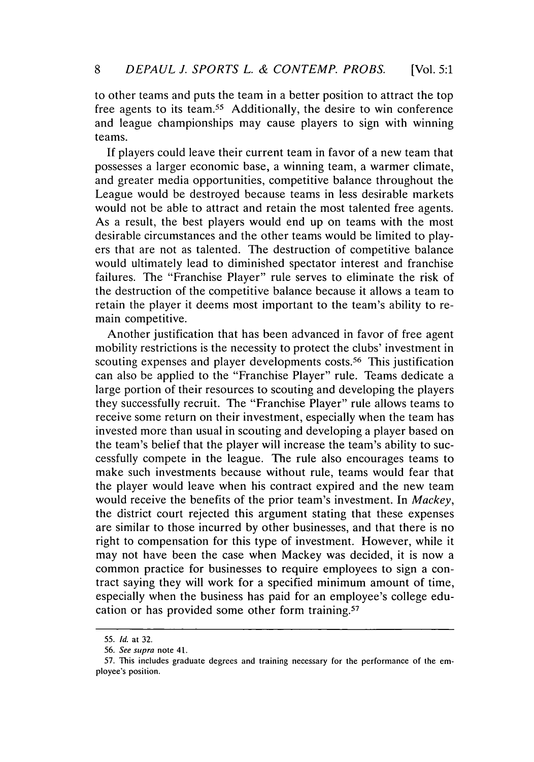to other teams and puts the team in a better position to attract the top free agents to its team.[55] Additionally, the desire to win conference and league championships may cause players to sign with winning teams.

If players could leave their current team in favor of a new team that possesses a larger economic base, a winning team, a warmer climate, and greater media opportunities, competitive balance throughout the League would be destroyed because teams in less desirable markets would not be able to attract and retain the most talented free agents. As a result, the best players would end up on teams with the most desirable circumstances and the other teams would be limited to players that are not as talented. The destruction of competitive balance would ultimately lead to diminished spectator interest and franchise failures. The "Franchise Player" rule serves to eliminate the risk of the destruction of the competitive balance because it allows a team to retain the player it deems most important to the team's ability to remain competitive.

Another justification that has been advanced in favor of free agent mobility restrictions is the necessity to protect the clubs' investment in scouting expenses and player developments costs.[56] This justification can also be applied to the "Franchise Player" rule. Teams dedicate a large portion of their resources to scouting and developing the players they successfully recruit. The "Franchise Player" rule allows teams to receive some return on their investment, especially when the team has invested more than usual in scouting and developing a player based on the team's belief that the player will increase the team's ability to successfully compete in the league. The rule also encourages teams to make such investments because without rule, teams would fear that the player would leave when his contract expired and the new team would receive the benefits of the prior team's investment. In *Mackey*, the district court rejected this argument stating that these expenses are similar to those incurred by other businesses, and that there is no right to compensation for this type of investment. However, while it may not have been the case when Mackey was decided, it is now a common practice for businesses to require employees to sign a contract saying they will work for a specified minimum amount of time, especially when the business has paid for an employee's college education or has provided some other form training.[57]

---

55. *Id.* at 32.

56. *See supra* note 41.

57. This includes graduate degrees and training necessary for the performance of the employee's position.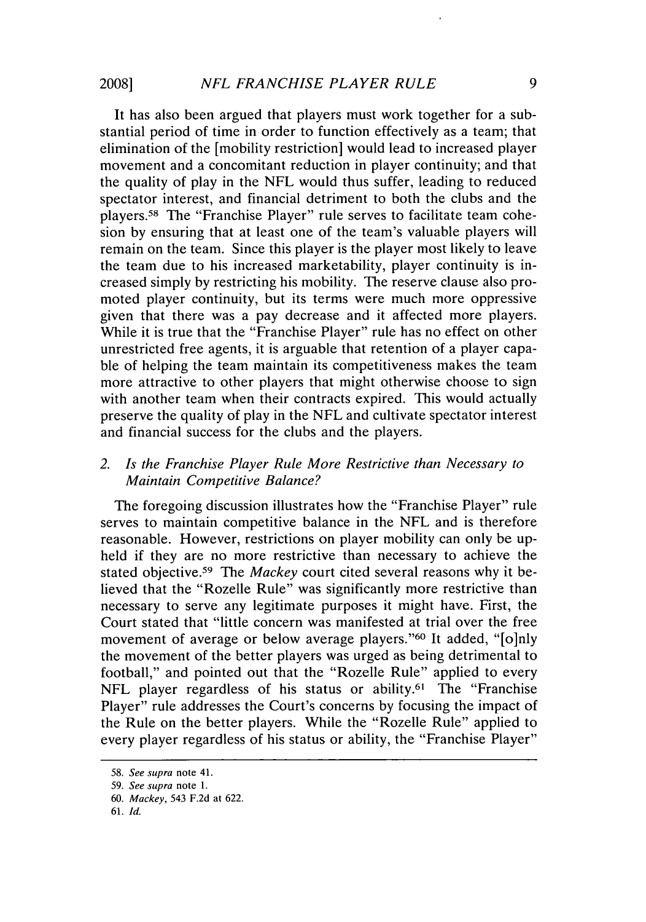It has also been argued that players must work together for a substantial period of time in order to function effectively as a team; that elimination of the [mobility restriction] would lead to increased player movement and a concomitant reduction in player continuity; and that the quality of play in the NFL would thus suffer, leading to reduced spectator interest, and financial detriment to both the clubs and the players.[58] The "Franchise Player" rule serves to facilitate team cohesion by ensuring that at least one of the team's valuable players will remain on the team. Since this player is the player most likely to leave the team due to his increased marketability, player continuity is increased simply by restricting his mobility. The reserve clause also promoted player continuity, but its terms were much more oppressive given that there was a pay decrease and it affected more players. While it is true that the "Franchise Player" rule has no effect on other unrestricted free agents, it is arguable that retention of a player capable of helping the team maintain its competitiveness makes the team more attractive to other players that might otherwise choose to sign with another team when their contracts expired. This would actually preserve the quality of play in the NFL and cultivate spectator interest and financial success for the clubs and the players.

### 2. *Is the Franchise Player Rule More Restrictive than Necessary to Maintain Competitive Balance?*

The foregoing discussion illustrates how the "Franchise Player" rule serves to maintain competitive balance in the NFL and is therefore reasonable. However, restrictions on player mobility can only be upheld if they are no more restrictive than necessary to achieve the stated objective.[59] The *Mackey* court cited several reasons why it believed that the "Rozelle Rule" was significantly more restrictive than necessary to serve any legitimate purposes it might have. First, the Court stated that "little concern was manifested at trial over the free movement of average or below average players."[60] It added, "[o]nly the movement of the better players was urged as being detrimental to football," and pointed out that the "Rozelle Rule" applied to every NFL player regardless of his status or ability.[61] The "Franchise Player" rule addresses the Court's concerns by focusing the impact of the Rule on the better players. While the "Rozelle Rule" applied to every player regardless of his status or ability, the "Franchise Player"

---

58. *See supra* note 41.

59. *See supra* note 1.

60. *Mackey*, 543 F.2d at 622.

61. *Id.*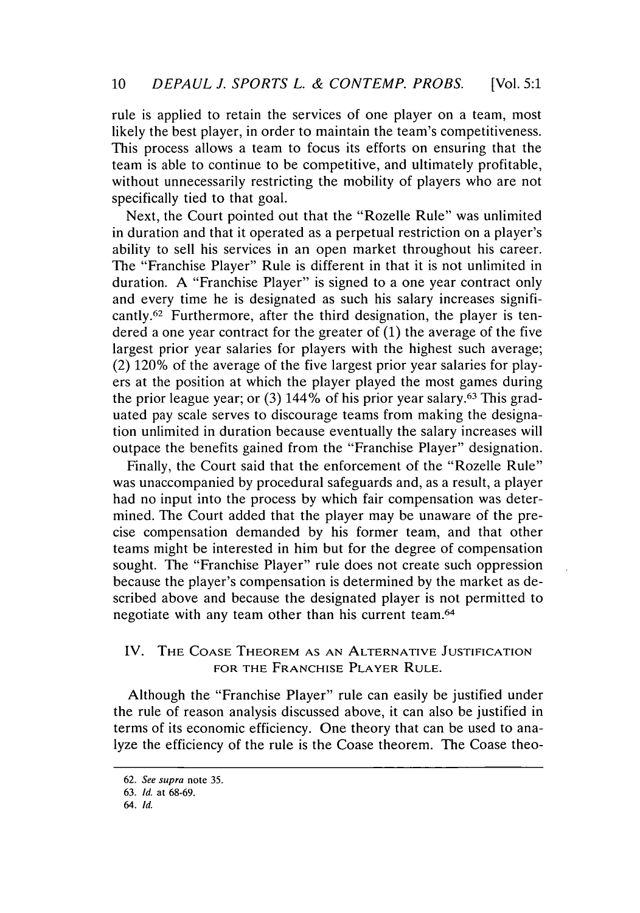rule is applied to retain the services of one player on a team, most likely the best player, in order to maintain the team's competitiveness. This process allows a team to focus its efforts on ensuring that the team is able to continue to be competitive, and ultimately profitable, without unnecessarily restricting the mobility of players who are not specifically tied to that goal.

Next, the Court pointed out that the "Rozelle Rule" was unlimited in duration and that it operated as a perpetual restriction on a player's ability to sell his services in an open market throughout his career. The "Franchise Player" Rule is different in that it is not unlimited in duration. A "Franchise Player" is signed to a one year contract only and every time he is designated as such his salary increases significantly.[62] Furthermore, after the third designation, the player is tendered a one year contract for the greater of (1) the average of the five largest prior year salaries for players with the highest such average; (2) 120% of the average of the five largest prior year salaries for players at the position at which the player played the most games during the prior league year; or (3) 144% of his prior year salary.[63] This graduated pay scale serves to discourage teams from making the designation unlimited in duration because eventually the salary increases will outpace the benefits gained from the "Franchise Player" designation.

Finally, the Court said that the enforcement of the "Rozelle Rule" was unaccompanied by procedural safeguards and, as a result, a player had no input into the process by which fair compensation was determined. The Court added that the player may be unaware of the precise compensation demanded by his former team, and that other teams might be interested in him but for the degree of compensation sought. The "Franchise Player" rule does not create such oppression because the player's compensation is determined by the market as described above and because the designated player is not permitted to negotiate with any team other than his current team.[64]

## IV. The Coase Theorem as an Alternative Justification for the Franchise Player Rule.

Although the "Franchise Player" rule can easily be justified under the rule of reason analysis discussed above, it can also be justified in terms of its economic efficiency. One theory that can be used to analyze the efficiency of the rule is the Coase theorem. The Coase theo-

---

62. *See supra* note 35.

63. *Id.* at 68-69.

64. *Id.*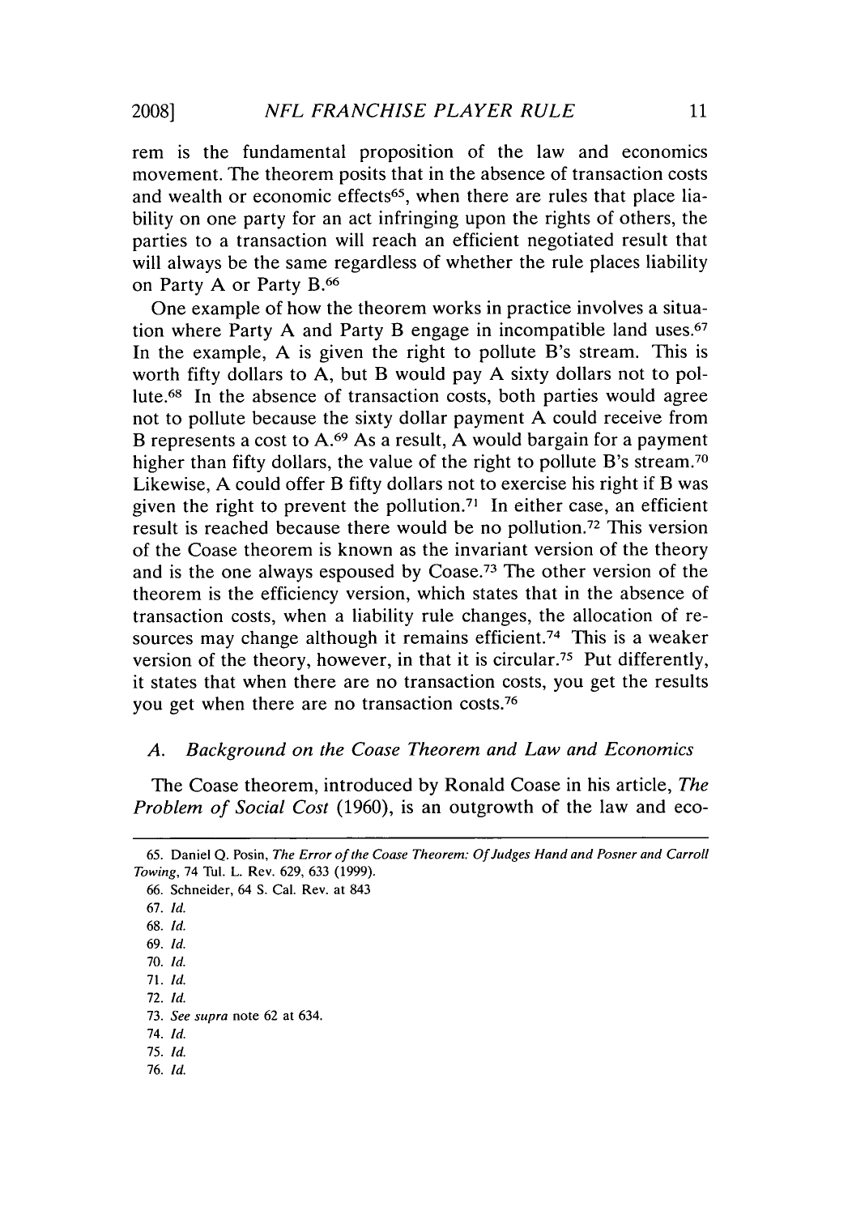rem is the fundamental proposition of the law and economics movement. The theorem posits that in the absence of transaction costs and wealth or economic effects[65], when there are rules that place liability on one party for an act infringing upon the rights of others, the parties to a transaction will reach an efficient negotiated result that will always be the same regardless of whether the rule places liability on Party A or Party B.[66]

One example of how the theorem works in practice involves a situation where Party A and Party B engage in incompatible land uses.[67] In the example, A is given the right to pollute B's stream. This is worth fifty dollars to A, but B would pay A sixty dollars not to pollute.[68] In the absence of transaction costs, both parties would agree not to pollute because the sixty dollar payment A could receive from B represents a cost to A.[69] As a result, A would bargain for a payment higher than fifty dollars, the value of the right to pollute B's stream.[70] Likewise, A could offer B fifty dollars not to exercise his right if B was given the right to prevent the pollution.[71] In either case, an efficient result is reached because there would be no pollution.[72] This version of the Coase theorem is known as the invariant version of the theory and is the one always espoused by Coase.[73] The other version of the theorem is the efficiency version, which states that in the absence of transaction costs, when a liability rule changes, the allocation of resources may change although it remains efficient.[74] This is a weaker version of the theory, however, in that it is circular.[75] Put differently, it states that when there are no transaction costs, you get the results you get when there are no transaction costs.[76]

### A. *Background on the Coase Theorem and Law and Economics*

The Coase theorem, introduced by Ronald Coase in his article, *The Problem of Social Cost* (1960), is an outgrowth of the law and eco-

---

65. Daniel Q. Posin, *The Error of the Coase Theorem: Of Judges Hand and Posner and Carroll Towing*, 74 Tul. L. Rev. 629, 633 (1999).

66. Schneider, 64 S. Cal. Rev. at 843

67. *Id.*

68. *Id.*

69. *Id.*

70. *Id.*

71. *Id.*

72. *Id.*

73. *See supra* note 62 at 634.

74. *Id.*

75. *Id.*

76. *Id.*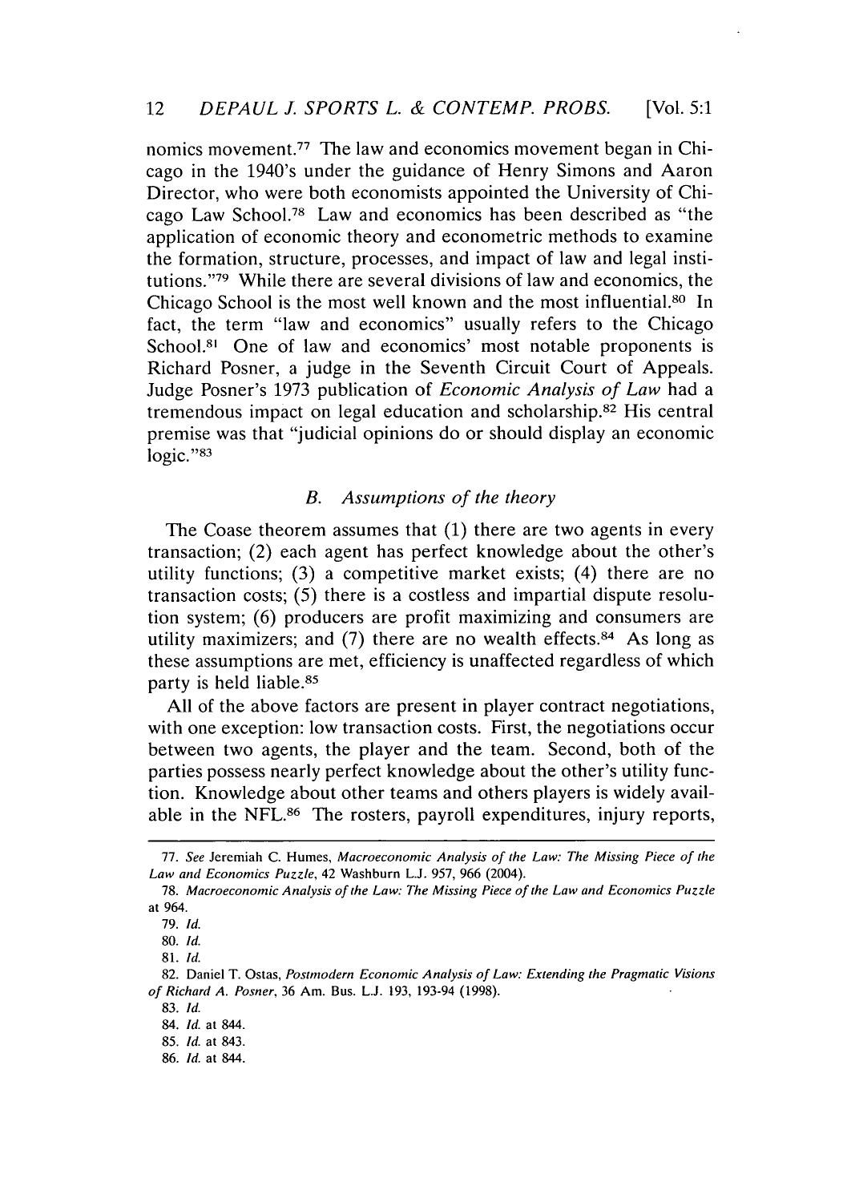nomics movement.[77] The law and economics movement began in Chicago in the 1940's under the guidance of Henry Simons and Aaron Director, who were both economists appointed the University of Chicago Law School.[78] Law and economics has been described as "the application of economic theory and econometric methods to examine the formation, structure, processes, and impact of law and legal institutions."[79] While there are several divisions of law and economics, the Chicago School is the most well known and the most influential.[80] In fact, the term "law and economics" usually refers to the Chicago School.[81] One of law and economics' most notable proponents is Richard Posner, a judge in the Seventh Circuit Court of Appeals. Judge Posner's 1973 publication of *Economic Analysis of Law* had a tremendous impact on legal education and scholarship.[82] His central premise was that "judicial opinions do or should display an economic logic."[83]

### *B. Assumptions of the theory*

The Coase theorem assumes that (1) there are two agents in every transaction; (2) each agent has perfect knowledge about the other's utility functions; (3) a competitive market exists; (4) there are no transaction costs; (5) there is a costless and impartial dispute resolution system; (6) producers are profit maximizing and consumers are utility maximizers; and (7) there are no wealth effects.[84] As long as these assumptions are met, efficiency is unaffected regardless of which party is held liable.[85]

All of the above factors are present in player contract negotiations, with one exception: low transaction costs. First, the negotiations occur between two agents, the player and the team. Second, both of the parties possess nearly perfect knowledge about the other's utility function. Knowledge about other teams and others players is widely available in the NFL.[86] The rosters, payroll expenditures, injury reports,

---

77. *See* Jeremiah C. Humes, *Macroeconomic Analysis of the Law: The Missing Piece of the Law and Economics Puzzle*, 42 Washburn L.J. 957, 966 (2004).

78. *Macroeconomic Analysis of the Law: The Missing Piece of the Law and Economics Puzzle* at 964.

79. *Id.*

80. *Id.*

81. *Id.*

82. Daniel T. Ostas, *Postmodern Economic Analysis of Law: Extending the Pragmatic Visions of Richard A. Posner*, 36 Am. Bus. L.J. 193, 193-94 (1998).

83. *Id.*

84. *Id.* at 844.

85. *Id.* at 843.

86. *Id.* at 844.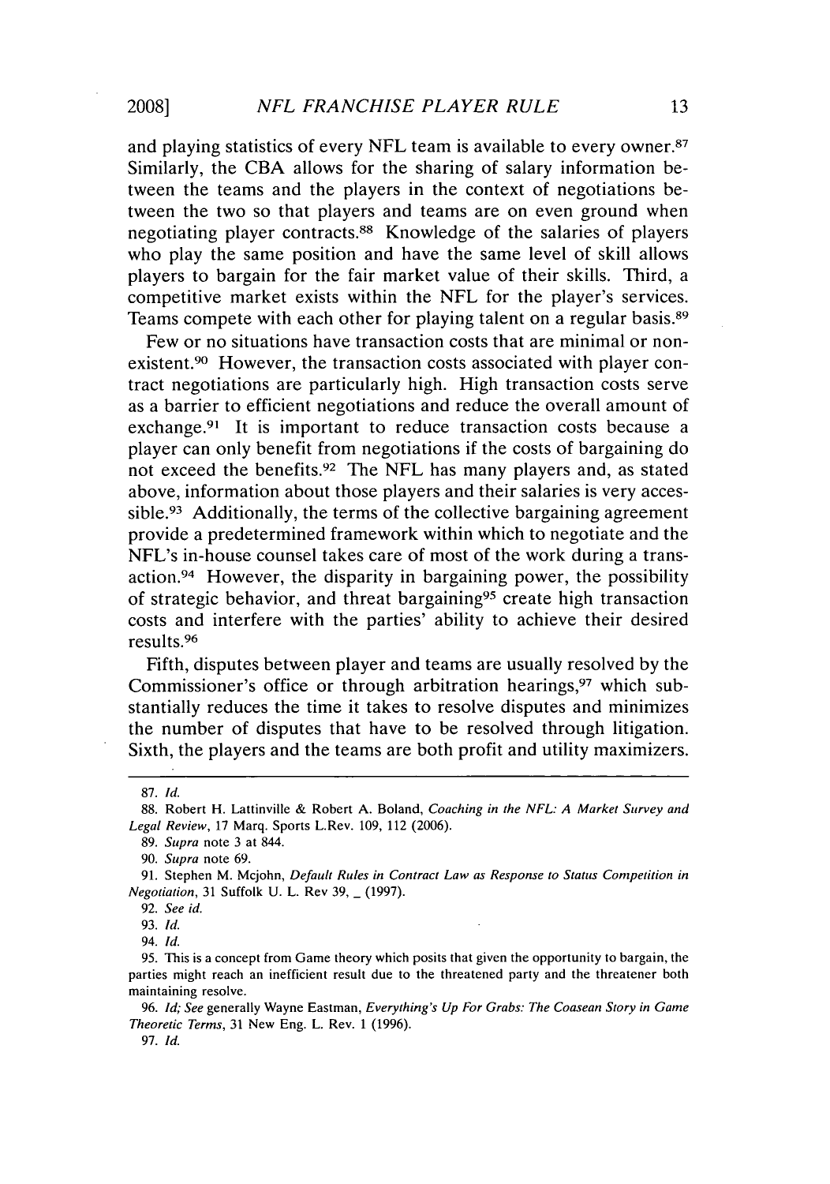and playing statistics of every NFL team is available to every owner.[87] Similarly, the CBA allows for the sharing of salary information between the teams and the players in the context of negotiations between the two so that players and teams are on even ground when negotiating player contracts.[88] Knowledge of the salaries of players who play the same position and have the same level of skill allows players to bargain for the fair market value of their skills. Third, a competitive market exists within the NFL for the player's services. Teams compete with each other for playing talent on a regular basis.[89]

Few or no situations have transaction costs that are minimal or nonexistent.[90] However, the transaction costs associated with player contract negotiations are particularly high. High transaction costs serve as a barrier to efficient negotiations and reduce the overall amount of exchange.[91] It is important to reduce transaction costs because a player can only benefit from negotiations if the costs of bargaining do not exceed the benefits.[92] The NFL has many players and, as stated above, information about those players and their salaries is very accessible.[93] Additionally, the terms of the collective bargaining agreement provide a predetermined framework within which to negotiate and the NFL's in-house counsel takes care of most of the work during a transaction.[94] However, the disparity in bargaining power, the possibility of strategic behavior, and threat bargaining[95] create high transaction costs and interfere with the parties' ability to achieve their desired results.[96]

Fifth, disputes between player and teams are usually resolved by the Commissioner's office or through arbitration hearings,[97] which substantially reduces the time it takes to resolve disputes and minimizes the number of disputes that have to be resolved through litigation. Sixth, the players and the teams are both profit and utility maximizers.

---

87. *Id.*

88. Robert H. Lattinville & Robert A. Boland, *Coaching in the NFL: A Market Survey and Legal Review*, 17 Marq. Sports L.Rev. 109, 112 (2006).

89. *Supra* note 3 at 844.

90. *Supra* note 69.

91. Stephen M. Mcjohn, *Default Rules in Contract Law as Response to Status Competition in Negotiation*, 31 Suffolk U. L. Rev 39, _ (1997).

92. *See id.*

93. *Id.*

94. *Id.*

95. This is a concept from Game theory which posits that given the opportunity to bargain, the parties might reach an inefficient result due to the threatened party and the threatener both maintaining resolve.

96. *Id; See* generally Wayne Eastman, *Everything's Up For Grabs: The Coasean Story in Game Theoretic Terms*, 31 New Eng. L. Rev. 1 (1996).

97. *Id.*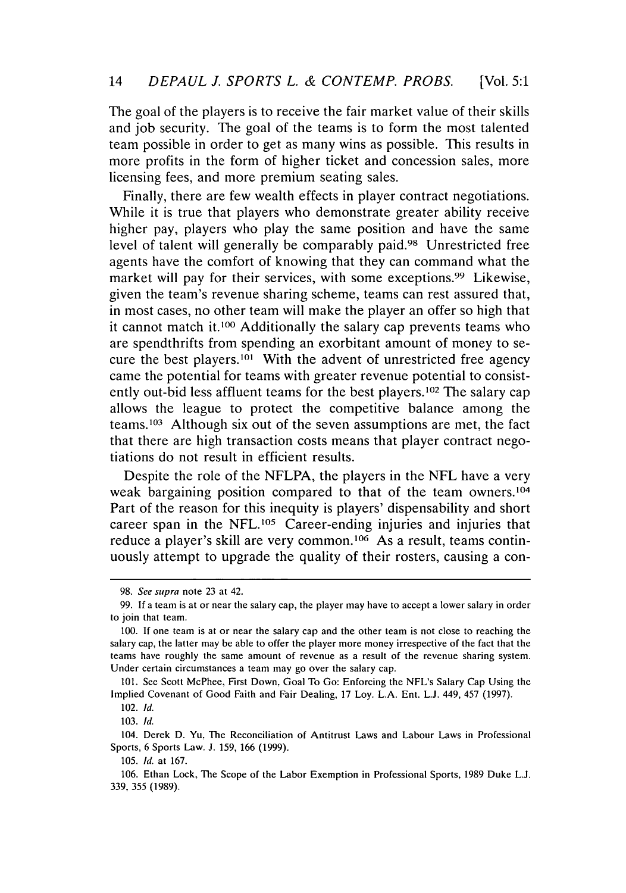The goal of the players is to receive the fair market value of their skills and job security. The goal of the teams is to form the most talented team possible in order to get as many wins as possible. This results in more profits in the form of higher ticket and concession sales, more licensing fees, and more premium seating sales.

Finally, there are few wealth effects in player contract negotiations. While it is true that players who demonstrate greater ability receive higher pay, players who play the same position and have the same level of talent will generally be comparably paid.[98] Unrestricted free agents have the comfort of knowing that they can command what the market will pay for their services, with some exceptions.[99] Likewise, given the team's revenue sharing scheme, teams can rest assured that, in most cases, no other team will make the player an offer so high that it cannot match it.[100] Additionally the salary cap prevents teams who are spendthrifts from spending an exorbitant amount of money to secure the best players.[101] With the advent of unrestricted free agency came the potential for teams with greater revenue potential to consistently out-bid less affluent teams for the best players.[102] The salary cap allows the league to protect the competitive balance among the teams.[103] Although six out of the seven assumptions are met, the fact that there are high transaction costs means that player contract negotiations do not result in efficient results.

Despite the role of the NFLPA, the players in the NFL have a very weak bargaining position compared to that of the team owners.[104] Part of the reason for this inequity is players' dispensability and short career span in the NFL.[105] Career-ending injuries and injuries that reduce a player's skill are very common.[106] As a result, teams continuously attempt to upgrade the quality of their rosters, causing a con-

---

98. *See supra* note 23 at 42.

99. If a team is at or near the salary cap, the player may have to accept a lower salary in order to join that team.

100. If one team is at or near the salary cap and the other team is not close to reaching the salary cap, the latter may be able to offer the player more money irrespective of the fact that the teams have roughly the same amount of revenue as a result of the revenue sharing system. Under certain circumstances a team may go over the salary cap.

101. See Scott McPhee, First Down, Goal To Go: Enforcing the NFL's Salary Cap Using the Implied Covenant of Good Faith and Fair Dealing, 17 Loy. L.A. Ent. L.J. 449, 457 (1997).

102. *Id.*

103. *Id.*

104. Derek D. Yu, The Reconciliation of Antitrust Laws and Labour Laws in Professional Sports, 6 Sports Law. J. 159, 166 (1999).

105. *Id.* at 167.

106. Ethan Lock, The Scope of the Labor Exemption in Professional Sports, 1989 Duke L.J. 339, 355 (1989).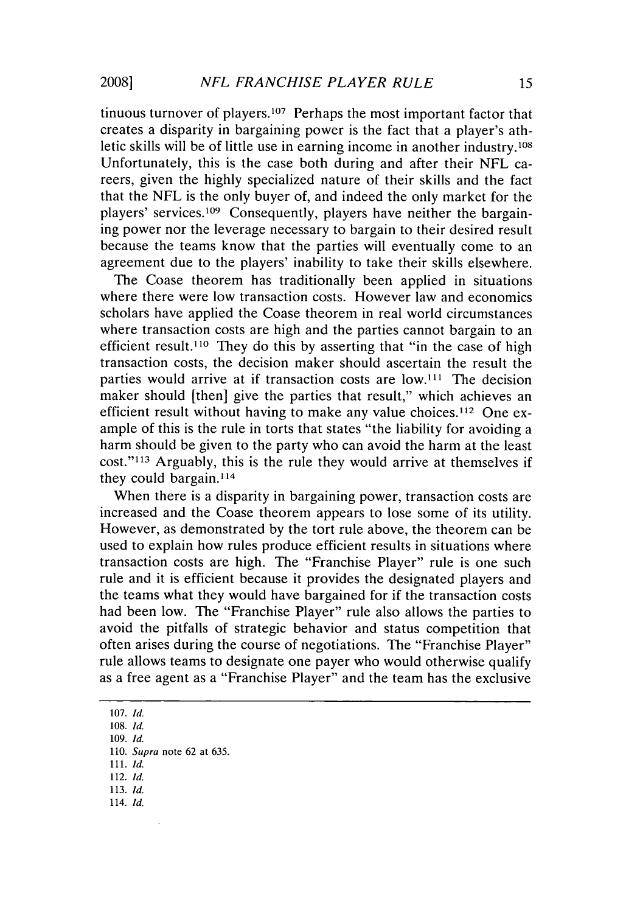tinuous turnover of players.[107] Perhaps the most important factor that creates a disparity in bargaining power is the fact that a player's athletic skills will be of little use in earning income in another industry.[108] Unfortunately, this is the case both during and after their NFL careers, given the highly specialized nature of their skills and the fact that the NFL is the only buyer of, and indeed the only market for the players' services.[109] Consequently, players have neither the bargaining power nor the leverage necessary to bargain to their desired result because the teams know that the parties will eventually come to an agreement due to the players' inability to take their skills elsewhere.

The Coase theorem has traditionally been applied in situations where there were low transaction costs. However law and economics scholars have applied the Coase theorem in real world circumstances where transaction costs are high and the parties cannot bargain to an efficient result.[110] They do this by asserting that "in the case of high transaction costs, the decision maker should ascertain the result the parties would arrive at if transaction costs are low.[111] The decision maker should [then] give the parties that result," which achieves an efficient result without having to make any value choices.[112] One example of this is the rule in torts that states "the liability for avoiding a harm should be given to the party who can avoid the harm at the least cost."[113] Arguably, this is the rule they would arrive at themselves if they could bargain.[114]

When there is a disparity in bargaining power, transaction costs are increased and the Coase theorem appears to lose some of its utility. However, as demonstrated by the tort rule above, the theorem can be used to explain how rules produce efficient results in situations where transaction costs are high. The "Franchise Player" rule is one such rule and it is efficient because it provides the designated players and the teams what they would have bargained for if the transaction costs had been low. The "Franchise Player" rule also allows the parties to avoid the pitfalls of strategic behavior and status competition that often arises during the course of negotiations. The "Franchise Player" rule allows teams to designate one payer who would otherwise qualify as a free agent as a "Franchise Player" and the team has the exclusive

---

107. *Id.*
108. *Id.*
109. *Id.*
110. *Supra* note 62 at 635.
111. *Id.*
112. *Id.*
113. *Id.*
114. *Id.*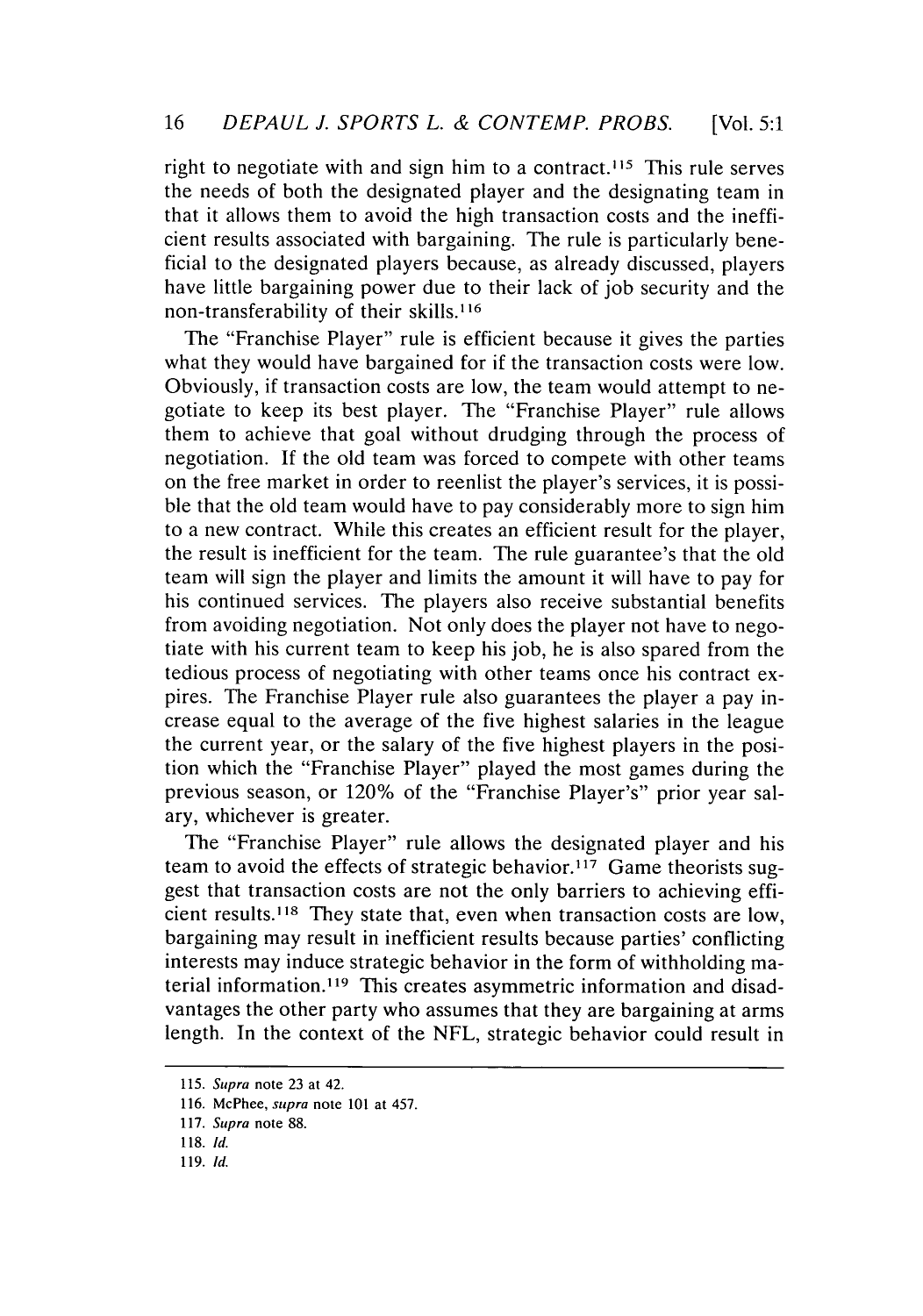right to negotiate with and sign him to a contract.[115] This rule serves the needs of both the designated player and the designating team in that it allows them to avoid the high transaction costs and the inefficient results associated with bargaining. The rule is particularly beneficial to the designated players because, as already discussed, players have little bargaining power due to their lack of job security and the non-transferability of their skills.[116]

The "Franchise Player" rule is efficient because it gives the parties what they would have bargained for if the transaction costs were low. Obviously, if transaction costs are low, the team would attempt to negotiate to keep its best player. The "Franchise Player" rule allows them to achieve that goal without drudging through the process of negotiation. If the old team was forced to compete with other teams on the free market in order to reenlist the player's services, it is possible that the old team would have to pay considerably more to sign him to a new contract. While this creates an efficient result for the player, the result is inefficient for the team. The rule guarantee's that the old team will sign the player and limits the amount it will have to pay for his continued services. The players also receive substantial benefits from avoiding negotiation. Not only does the player not have to negotiate with his current team to keep his job, he is also spared from the tedious process of negotiating with other teams once his contract expires. The Franchise Player rule also guarantees the player a pay increase equal to the average of the five highest salaries in the league the current year, or the salary of the five highest players in the position which the "Franchise Player" played the most games during the previous season, or 120% of the "Franchise Player's" prior year salary, whichever is greater.

The "Franchise Player" rule allows the designated player and his team to avoid the effects of strategic behavior.[117] Game theorists suggest that transaction costs are not the only barriers to achieving efficient results.[118] They state that, even when transaction costs are low, bargaining may result in inefficient results because parties' conflicting interests may induce strategic behavior in the form of withholding material information.[119] This creates asymmetric information and disadvantages the other party who assumes that they are bargaining at arms length. In the context of the NFL, strategic behavior could result in

---

115. *Supra* note 23 at 42.

116. McPhee, *supra* note 101 at 457.

117. *Supra* note 88.

118. *Id.*

119. *Id.*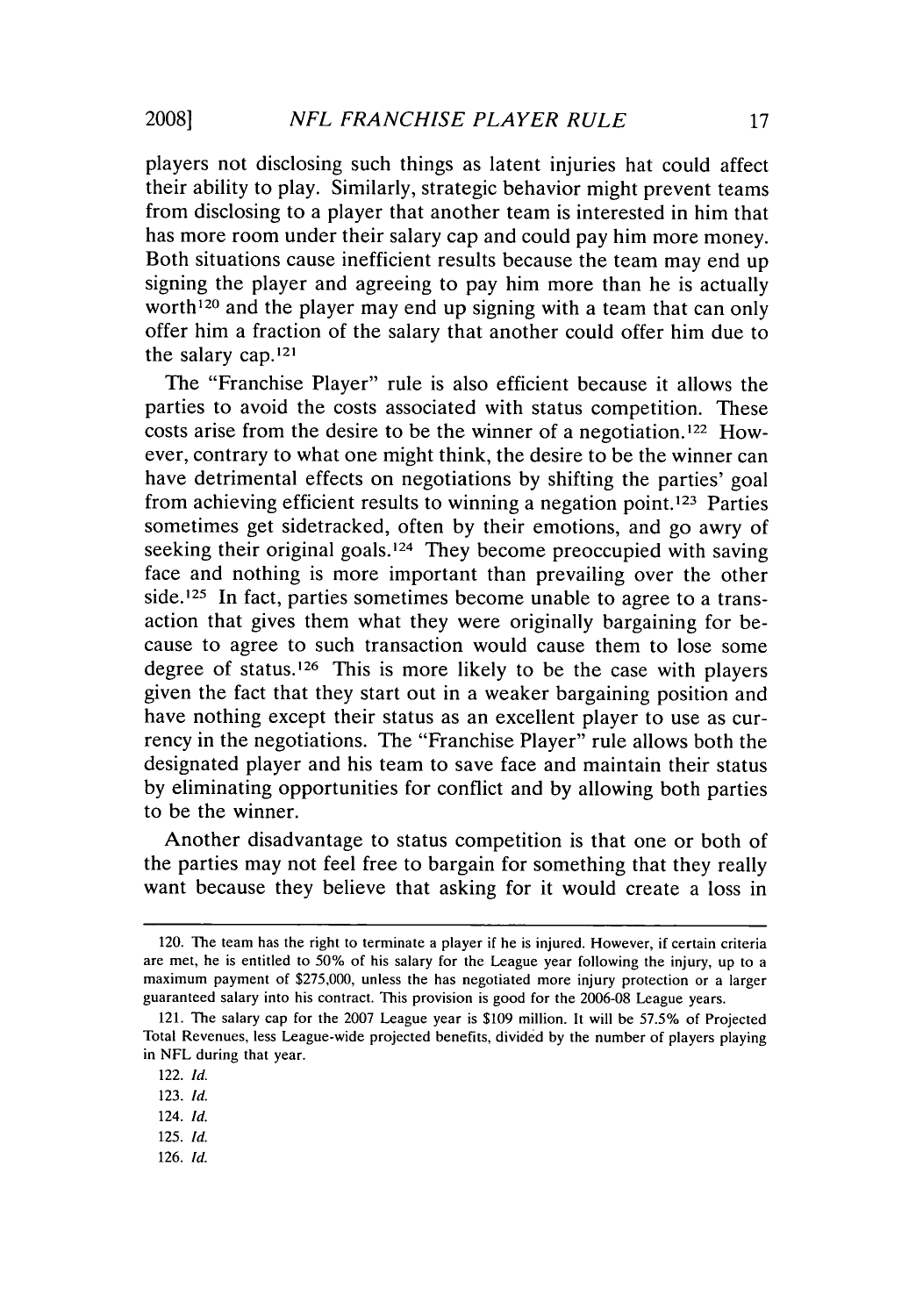players not disclosing such things as latent injuries hat could affect their ability to play. Similarly, strategic behavior might prevent teams from disclosing to a player that another team is interested in him that has more room under their salary cap and could pay him more money. Both situations cause inefficient results because the team may end up signing the player and agreeing to pay him more than he is actually worth[120] and the player may end up signing with a team that can only offer him a fraction of the salary that another could offer him due to the salary cap.[121]

The "Franchise Player" rule is also efficient because it allows the parties to avoid the costs associated with status competition. These costs arise from the desire to be the winner of a negotiation.[122] However, contrary to what one might think, the desire to be the winner can have detrimental effects on negotiations by shifting the parties' goal from achieving efficient results to winning a negation point.[123] Parties sometimes get sidetracked, often by their emotions, and go awry of seeking their original goals.[124] They become preoccupied with saving face and nothing is more important than prevailing over the other side.[125] In fact, parties sometimes become unable to agree to a transaction that gives them what they were originally bargaining for because to agree to such transaction would cause them to lose some degree of status.[126] This is more likely to be the case with players given the fact that they start out in a weaker bargaining position and have nothing except their status as an excellent player to use as currency in the negotiations. The "Franchise Player" rule allows both the designated player and his team to save face and maintain their status by eliminating opportunities for conflict and by allowing both parties to be the winner.

Another disadvantage to status competition is that one or both of the parties may not feel free to bargain for something that they really want because they believe that asking for it would create a loss in

---

120. The team has the right to terminate a player if he is injured. However, if certain criteria are met, he is entitled to 50% of his salary for the League year following the injury, up to a maximum payment of $275,000, unless the has negotiated more injury protection or a larger guaranteed salary into his contract. This provision is good for the 2006-08 League years.

121. The salary cap for the 2007 League year is $109 million. It will be 57.5% of Projected Total Revenues, less League-wide projected benefits, divided by the number of players playing in NFL during that year.

122. *Id.*

123. *Id.*

124. *Id.*

125. *Id.*

126. *Id.*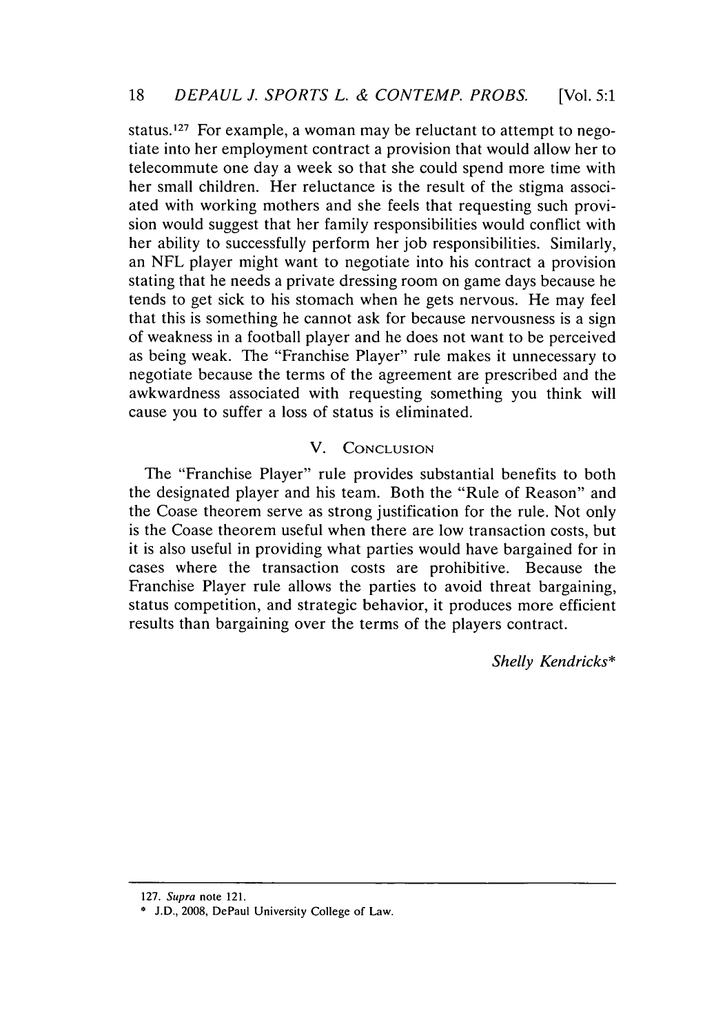status.[127] For example, a woman may be reluctant to attempt to negotiate into her employment contract a provision that would allow her to telecommute one day a week so that she could spend more time with her small children. Her reluctance is the result of the stigma associated with working mothers and she feels that requesting such provision would suggest that her family responsibilities would conflict with her ability to successfully perform her job responsibilities. Similarly, an NFL player might want to negotiate into his contract a provision stating that he needs a private dressing room on game days because he tends to get sick to his stomach when he gets nervous. He may feel that this is something he cannot ask for because nervousness is a sign of weakness in a football player and he does not want to be perceived as being weak. The "Franchise Player" rule makes it unnecessary to negotiate because the terms of the agreement are prescribed and the awkwardness associated with requesting something you think will cause you to suffer a loss of status is eliminated.

## V. Conclusion

The "Franchise Player" rule provides substantial benefits to both the designated player and his team. Both the "Rule of Reason" and the Coase theorem serve as strong justification for the rule. Not only is the Coase theorem useful when there are low transaction costs, but it is also useful in providing what parties would have bargained for in cases where the transaction costs are prohibitive. Because the Franchise Player rule allows the parties to avoid threat bargaining, status competition, and strategic behavior, it produces more efficient results than bargaining over the terms of the players contract.

*Shelly Kendricks**

---

127. *Supra* note 121.

\* J.D., 2008, DePaul University College of Law.